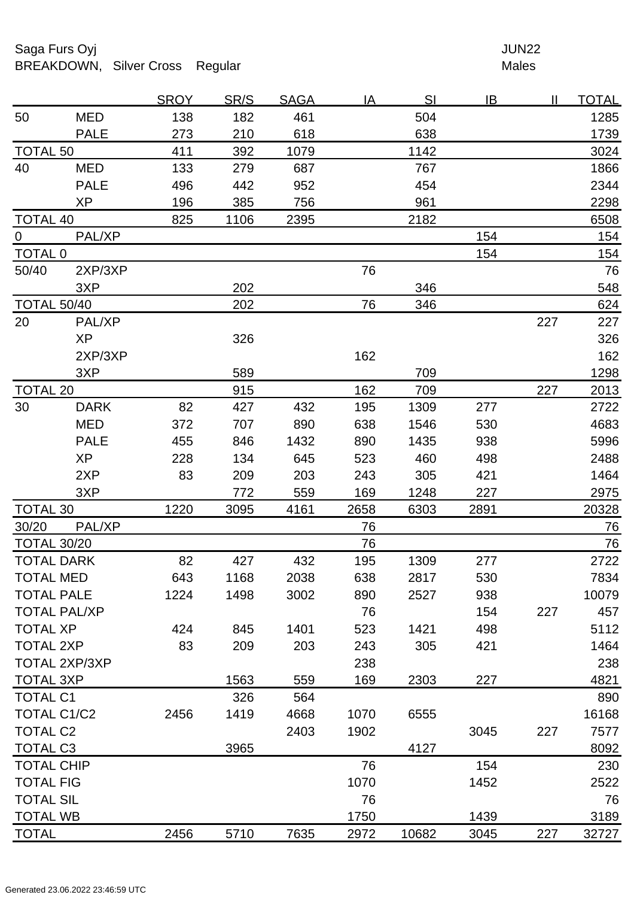Saga Furs Oyj

BREAKDOWN, Silver Cross Regular

JUN22

Males

| | | SROY | SR/S | SAGA | IA | SI | IB | II | TOTAL |
|---|---|---|---|---|---|---|---|---|---|
| 50 | MED | 138 | 182 | 461 | | 504 | | | 1285 |
| | PALE | 273 | 210 | 618 | | 638 | | | 1739 |
| TOTAL 50 | | 411 | 392 | 1079 | | 1142 | | | 3024 |
| 40 | MED | 133 | 279 | 687 | | 767 | | | 1866 |
| | PALE | 496 | 442 | 952 | | 454 | | | 2344 |
| | XP | 196 | 385 | 756 | | 961 | | | 2298 |
| TOTAL 40 | | 825 | 1106 | 2395 | | 2182 | | | 6508 |
| 0 | PAL/XP | | | | | | 154 | | 154 |
| TOTAL 0 | | | | | | | 154 | | 154 |
| 50/40 | 2XP/3XP | | | | 76 | | | | 76 |
| | 3XP | | 202 | | | 346 | | | 548 |
| TOTAL 50/40 | | | 202 | | 76 | 346 | | | 624 |
| 20 | PAL/XP | | | | | | | 227 | 227 |
| | XP | | 326 | | | | | | 326 |
| | 2XP/3XP | | | | 162 | | | | 162 |
| | 3XP | | 589 | | | 709 | | | 1298 |
| TOTAL 20 | | | 915 | | 162 | 709 | | 227 | 2013 |
| 30 | DARK | 82 | 427 | 432 | 195 | 1309 | 277 | | 2722 |
| | MED | 372 | 707 | 890 | 638 | 1546 | 530 | | 4683 |
| | PALE | 455 | 846 | 1432 | 890 | 1435 | 938 | | 5996 |
| | XP | 228 | 134 | 645 | 523 | 460 | 498 | | 2488 |
| | 2XP | 83 | 209 | 203 | 243 | 305 | 421 | | 1464 |
| | 3XP | | 772 | 559 | 169 | 1248 | 227 | | 2975 |
| TOTAL 30 | | 1220 | 3095 | 4161 | 2658 | 6303 | 2891 | | 20328 |
| 30/20 | PAL/XP | | | | 76 | | | | 76 |
| TOTAL 30/20 | | | | | 76 | | | | 76 |
| TOTAL DARK | | 82 | 427 | 432 | 195 | 1309 | 277 | | 2722 |
| TOTAL MED | | 643 | 1168 | 2038 | 638 | 2817 | 530 | | 7834 |
| TOTAL PALE | | 1224 | 1498 | 3002 | 890 | 2527 | 938 | | 10079 |
| TOTAL PAL/XP | | | | | 76 | | 154 | 227 | 457 |
| TOTAL XP | | 424 | 845 | 1401 | 523 | 1421 | 498 | | 5112 |
| TOTAL 2XP | | 83 | 209 | 203 | 243 | 305 | 421 | | 1464 |
| TOTAL 2XP/3XP | | | | | 238 | | | | 238 |
| TOTAL 3XP | | | 1563 | 559 | 169 | 2303 | 227 | | 4821 |
| TOTAL C1 | | | 326 | 564 | | | | | 890 |
| TOTAL C1/C2 | | 2456 | 1419 | 4668 | 1070 | 6555 | | | 16168 |
| TOTAL C2 | | | | 2403 | 1902 | | 3045 | 227 | 7577 |
| TOTAL C3 | | | 3965 | | | 4127 | | | 8092 |
| TOTAL CHIP | | | | | 76 | | 154 | | 230 |
| TOTAL FIG | | | | | 1070 | | 1452 | | 2522 |
| TOTAL SIL | | | | | 76 | | | | 76 |
| TOTAL WB | | | | | 1750 | | 1439 | | 3189 |
| TOTAL | | 2456 | 5710 | 7635 | 2972 | 10682 | 3045 | 227 | 32727 |

Generated 23.06.2022 23:46:59 UTC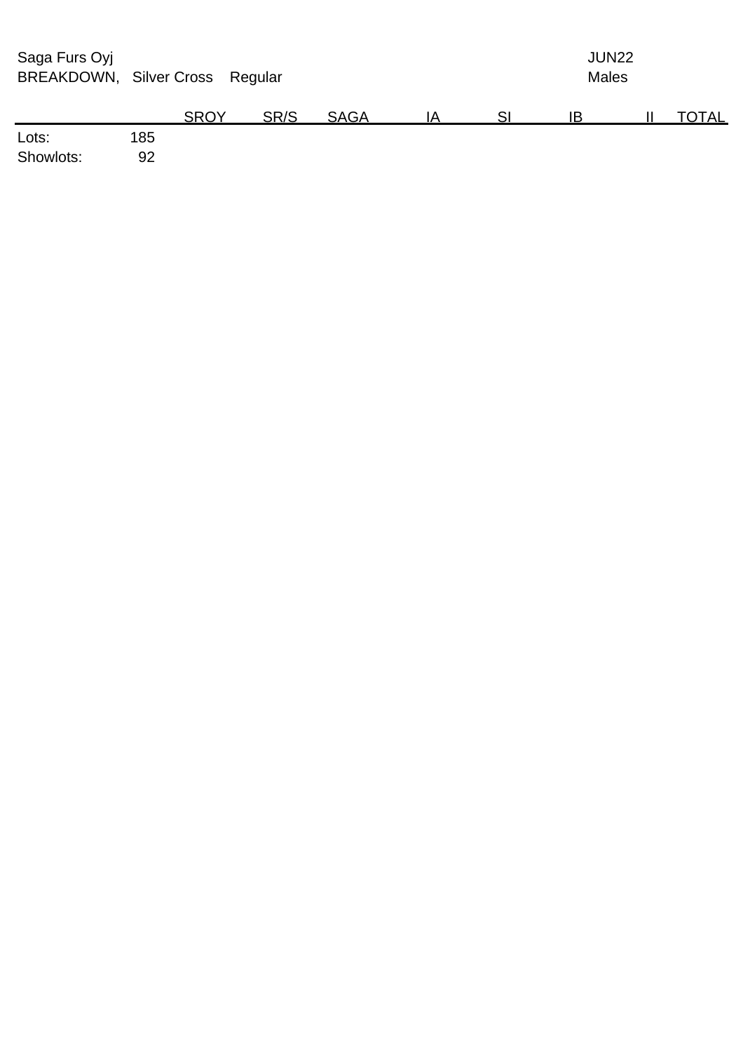Saga Furs Oyj　　　　　　　　　　　　　　　　　　　　　　　　　　　JUN22

BREAKDOWN, Silver Cross Regular　　　　　　　　　　　　　　　　　Males

| | | SROY | SR/S | SAGA | IA | SI | IB | II | TOTAL |
|---|---|---|---|---|---|---|---|---|---|
| Lots: | 185 | | | | | | | | |
| Showlots: | 92 | | | | | | | | |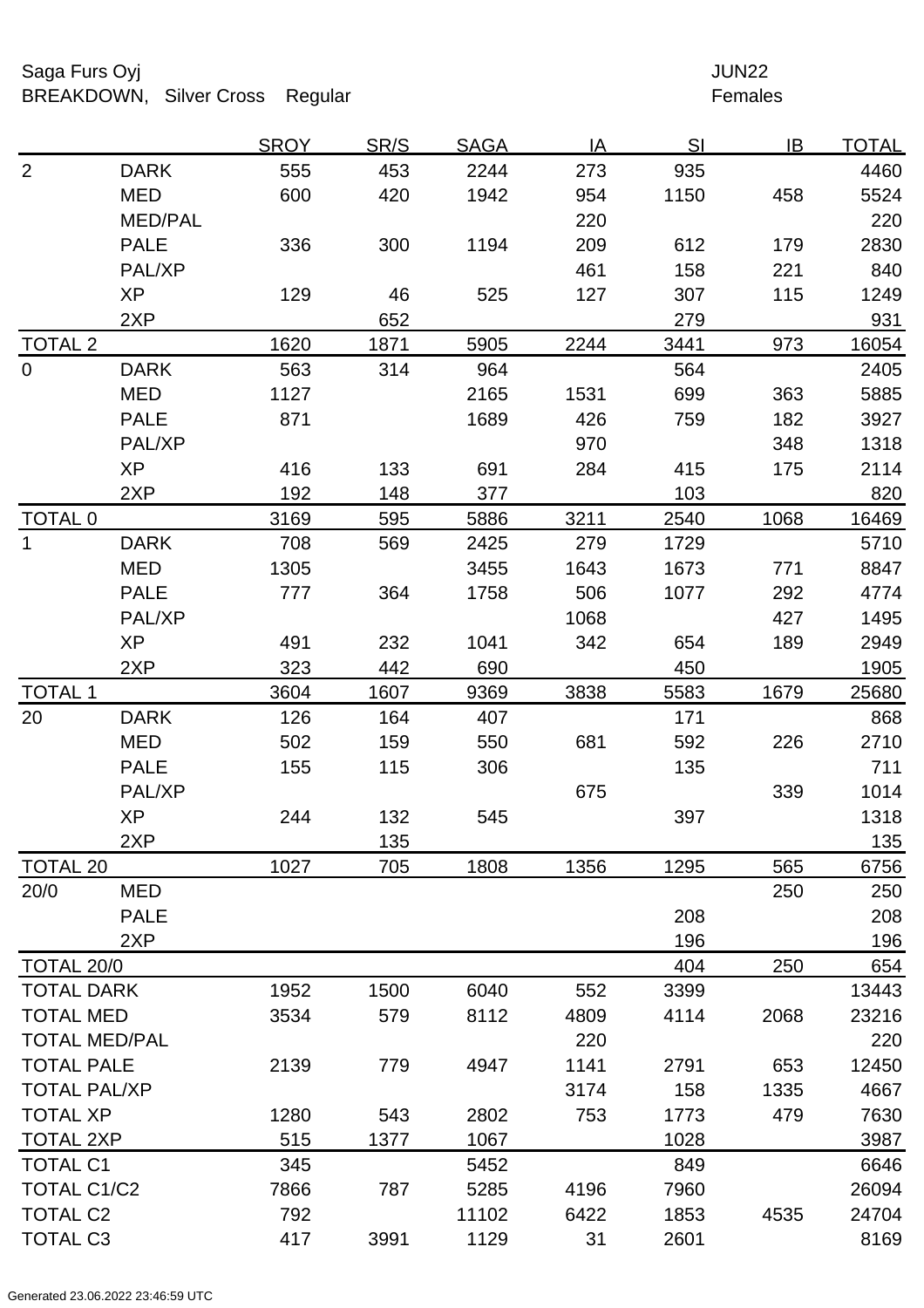Saga Furs Oyj

BREAKDOWN, Silver Cross Regular

JUN22

Females

| | | SROY | SR/S | SAGA | IA | SI | IB | TOTAL |
|---|---|---|---|---|---|---|---|---|
| 2 | DARK | 555 | 453 | 2244 | 273 | 935 | | 4460 |
| | MED | 600 | 420 | 1942 | 954 | 1150 | 458 | 5524 |
| | MED/PAL | | | | 220 | | | 220 |
| | PALE | 336 | 300 | 1194 | 209 | 612 | 179 | 2830 |
| | PAL/XP | | | | 461 | 158 | 221 | 840 |
| | XP | 129 | 46 | 525 | 127 | 307 | 115 | 1249 |
| | 2XP | | 652 | | | 279 | | 931 |
| TOTAL 2 | | 1620 | 1871 | 5905 | 2244 | 3441 | 973 | 16054 |
| 0 | DARK | 563 | 314 | 964 | | 564 | | 2405 |
| | MED | 1127 | | 2165 | 1531 | 699 | 363 | 5885 |
| | PALE | 871 | | 1689 | 426 | 759 | 182 | 3927 |
| | PAL/XP | | | | 970 | | 348 | 1318 |
| | XP | 416 | 133 | 691 | 284 | 415 | 175 | 2114 |
| | 2XP | 192 | 148 | 377 | | 103 | | 820 |
| TOTAL 0 | | 3169 | 595 | 5886 | 3211 | 2540 | 1068 | 16469 |
| 1 | DARK | 708 | 569 | 2425 | 279 | 1729 | | 5710 |
| | MED | 1305 | | 3455 | 1643 | 1673 | 771 | 8847 |
| | PALE | 777 | 364 | 1758 | 506 | 1077 | 292 | 4774 |
| | PAL/XP | | | | 1068 | | 427 | 1495 |
| | XP | 491 | 232 | 1041 | 342 | 654 | 189 | 2949 |
| | 2XP | 323 | 442 | 690 | | 450 | | 1905 |
| TOTAL 1 | | 3604 | 1607 | 9369 | 3838 | 5583 | 1679 | 25680 |
| 20 | DARK | 126 | 164 | 407 | | 171 | | 868 |
| | MED | 502 | 159 | 550 | 681 | 592 | 226 | 2710 |
| | PALE | 155 | 115 | 306 | | 135 | | 711 |
| | PAL/XP | | | | 675 | | 339 | 1014 |
| | XP | 244 | 132 | 545 | | 397 | | 1318 |
| | 2XP | | 135 | | | | | 135 |
| TOTAL 20 | | 1027 | 705 | 1808 | 1356 | 1295 | 565 | 6756 |
| 20/0 | MED | | | | | | 250 | 250 |
| | PALE | | | | | 208 | | 208 |
| | 2XP | | | | | 196 | | 196 |
| TOTAL 20/0 | | | | | | 404 | 250 | 654 |
| TOTAL DARK | | 1952 | 1500 | 6040 | 552 | 3399 | | 13443 |
| TOTAL MED | | 3534 | 579 | 8112 | 4809 | 4114 | 2068 | 23216 |
| TOTAL MED/PAL | | | | | 220 | | | 220 |
| TOTAL PALE | | 2139 | 779 | 4947 | 1141 | 2791 | 653 | 12450 |
| TOTAL PAL/XP | | | | | 3174 | 158 | 1335 | 4667 |
| TOTAL XP | | 1280 | 543 | 2802 | 753 | 1773 | 479 | 7630 |
| TOTAL 2XP | | 515 | 1377 | 1067 | | 1028 | | 3987 |
| TOTAL C1 | | 345 | | 5452 | | 849 | | 6646 |
| TOTAL C1/C2 | | 7866 | 787 | 5285 | 4196 | 7960 | | 26094 |
| TOTAL C2 | | 792 | | 11102 | 6422 | 1853 | 4535 | 24704 |
| TOTAL C3 | | 417 | 3991 | 1129 | 31 | 2601 | | 8169 |

Generated 23.06.2022 23:46:59 UTC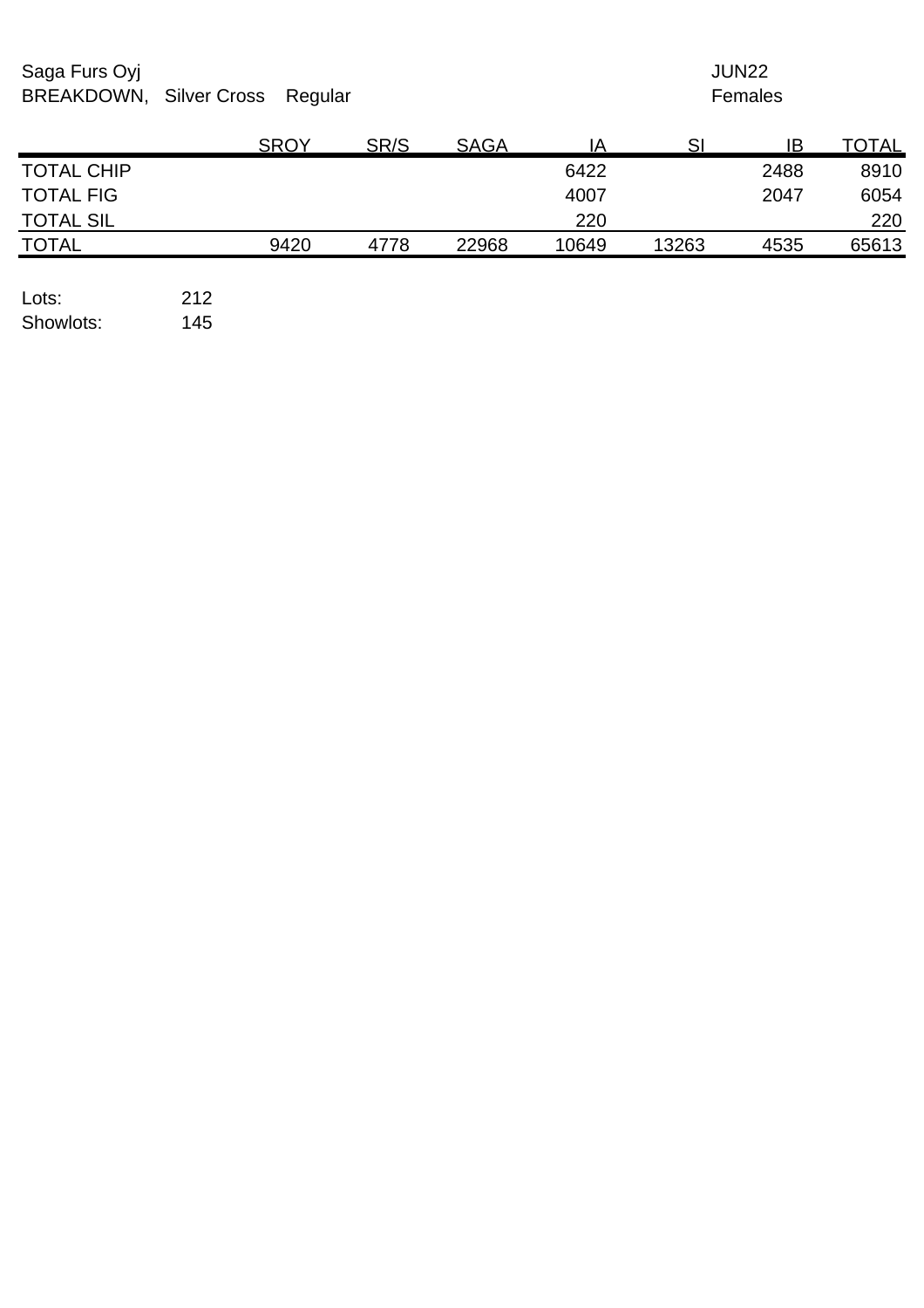Saga Furs Oyj
BREAKDOWN, Silver Cross Regular

JUN22
Females

| | SROY | SR/S | SAGA | IA | SI | IB | TOTAL |
|---|---|---|---|---|---|---|---|
| TOTAL CHIP | | | | 6422 | | 2488 | 8910 |
| TOTAL FIG | | | | 4007 | | 2047 | 6054 |
| TOTAL SIL | | | | 220 | | | 220 |
| TOTAL | 9420 | 4778 | 22968 | 10649 | 13263 | 4535 | 65613 |

Lots: 212
Showlots: 145